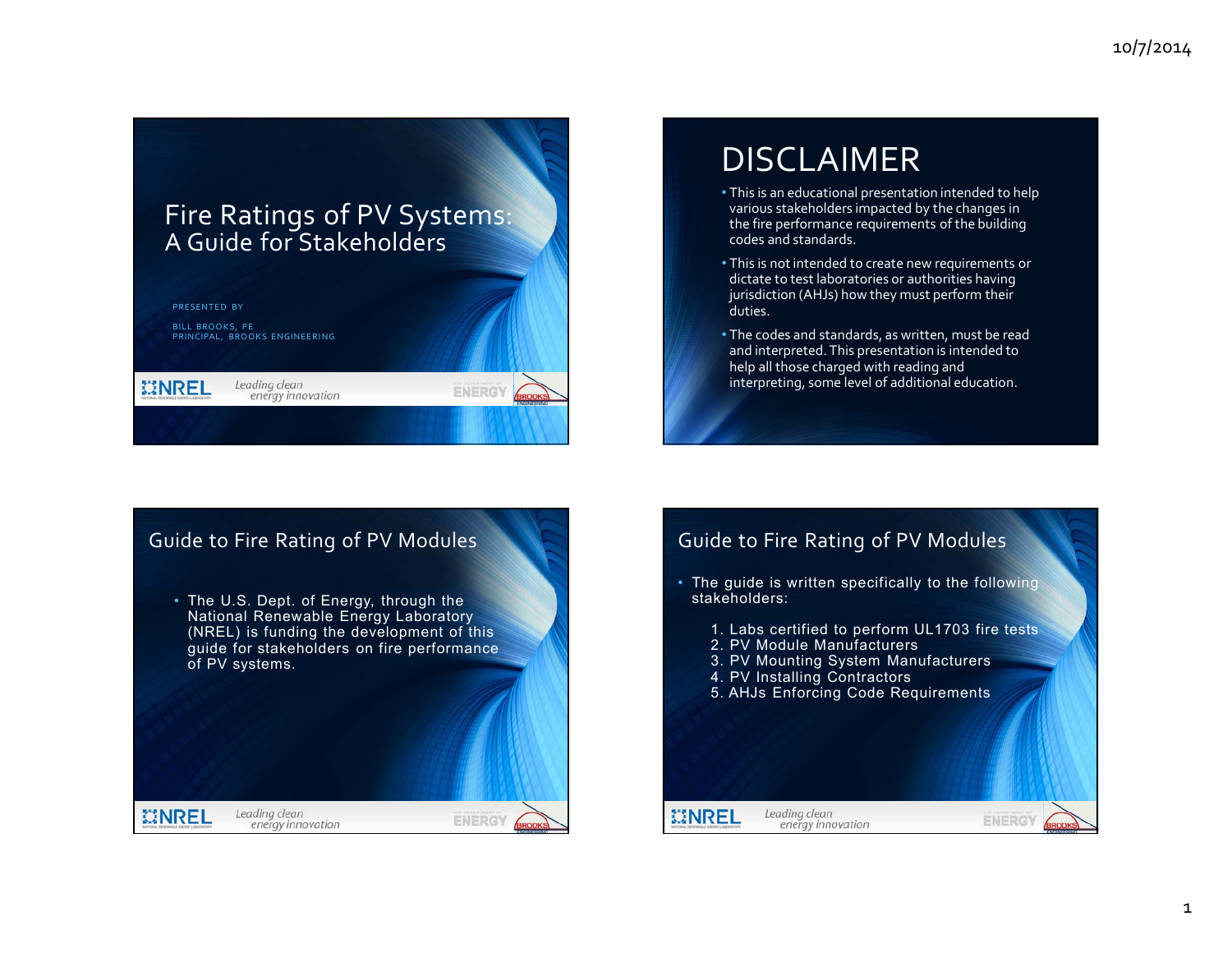# Fire Ratings of PV Systems: A Guide for Stakeholders

PRESENTED BY

BILL BROOKS, PE
PRINCIPAL, BROOKS ENGINEERING

NREL *Leading clean energy innovation*

# DISCLAIMER

- This is an educational presentation intended to help various stakeholders impacted by the changes in the fire performance requirements of the building codes and standards.
- This is not intended to create new requirements or dictate to test laboratories or authorities having jurisdiction (AHJs) how they must perform their duties.
- The codes and standards, as written, must be read and interpreted. This presentation is intended to help all those charged with reading and interpreting, some level of additional education.

## Guide to Fire Rating of PV Modules

- The U.S. Dept. of Energy, through the National Renewable Energy Laboratory (NREL) is funding the development of this guide for stakeholders on fire performance of PV systems.

NREL *Leading clean energy innovation*

## Guide to Fire Rating of PV Modules

- The guide is written specifically to the following stakeholders:
  1. Labs certified to perform UL1703 fire tests
  2. PV Module Manufacturers
  3. PV Mounting System Manufacturers
  4. PV Installing Contractors
  5. AHJs Enforcing Code Requirements

NREL *Leading clean energy innovation*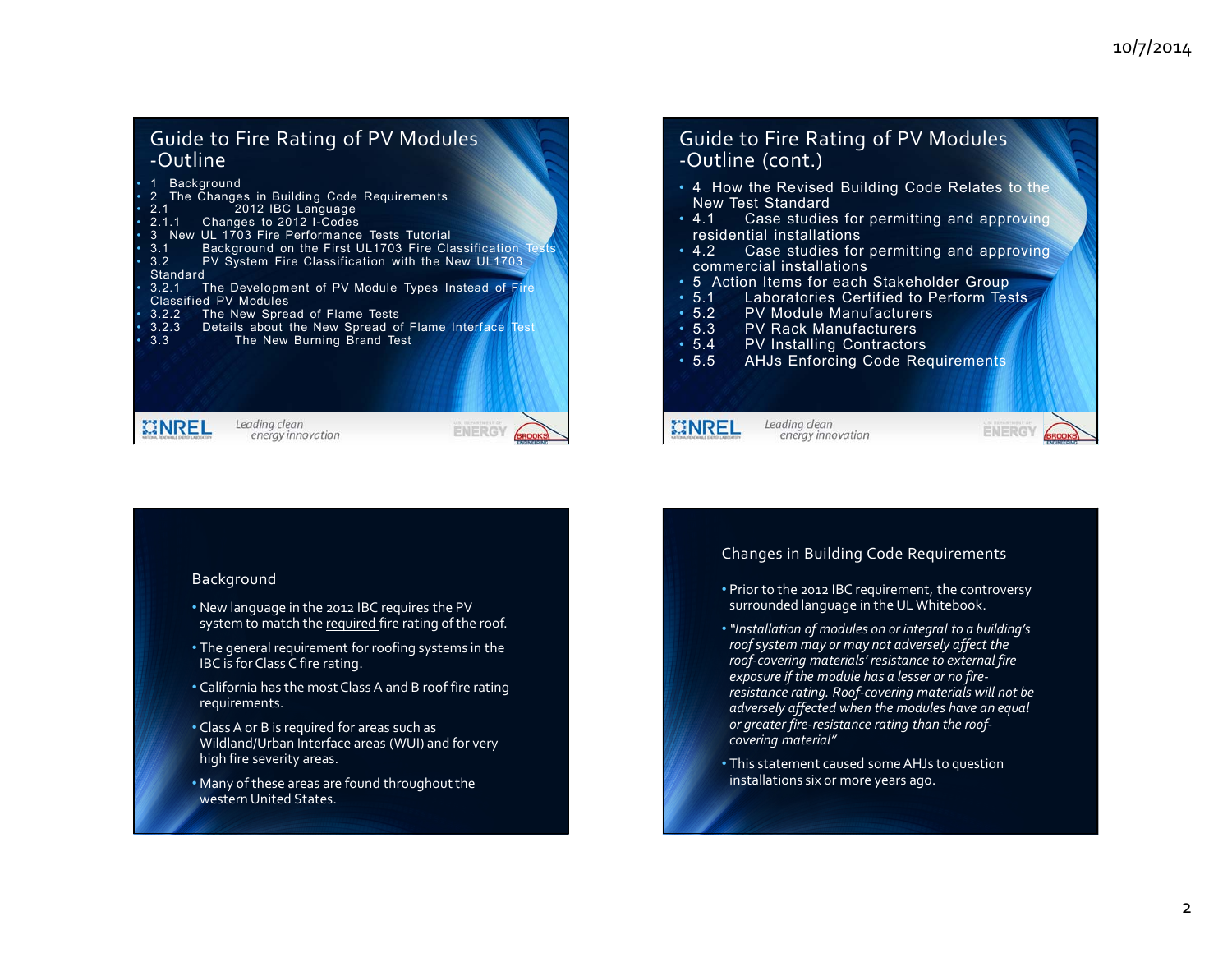## Guide to Fire Rating of PV Modules -Outline

- 1 Background
- 2 The Changes in Building Code Requirements
- 2.1 2012 IBC Language
- 2.1.1 Changes to 2012 I-Codes
- 3 New UL 1703 Fire Performance Tests Tutorial
- 3.1 Background on the First UL1703 Fire Classification Tests
- 3.2 PV System Fire Classification with the New UL1703 Standard
- 3.2.1 The Development of PV Module Types Instead of Fire Classified PV Modules
- 3.2.2 The New Spread of Flame Tests
- 3.2.3 Details about the New Spread of Flame Interface Test
- 3.3 The New Burning Brand Test

NREL Leading clean energy innovation

## Guide to Fire Rating of PV Modules -Outline (cont.)

- 4 How the Revised Building Code Relates to the New Test Standard
- 4.1 Case studies for permitting and approving residential installations
- 4.2 Case studies for permitting and approving commercial installations
- 5 Action Items for each Stakeholder Group
- 5.1 Laboratories Certified to Perform Tests
- 5.2 PV Module Manufacturers
- 5.3 PV Rack Manufacturers
- 5.4 PV Installing Contractors
- 5.5 AHJs Enforcing Code Requirements

NREL Leading clean energy innovation

## Background

- New language in the 2012 IBC requires the PV system to match the required fire rating of the roof.
- The general requirement for roofing systems in the IBC is for Class C fire rating.
- California has the most Class A and B roof fire rating requirements.
- Class A or B is required for areas such as Wildland/Urban Interface areas (WUI) and for very high fire severity areas.
- Many of these areas are found throughout the western United States.

## Changes in Building Code Requirements

- Prior to the 2012 IBC requirement, the controversy surrounded language in the UL Whitebook.
- *"Installation of modules on or integral to a building's roof system may or may not adversely affect the roof-covering materials' resistance to external fire exposure if the module has a lesser or no fire-resistance rating. Roof-covering materials will not be adversely affected when the modules have an equal or greater fire-resistance rating than the roof-covering material"*
- This statement caused some AHJs to question installations six or more years ago.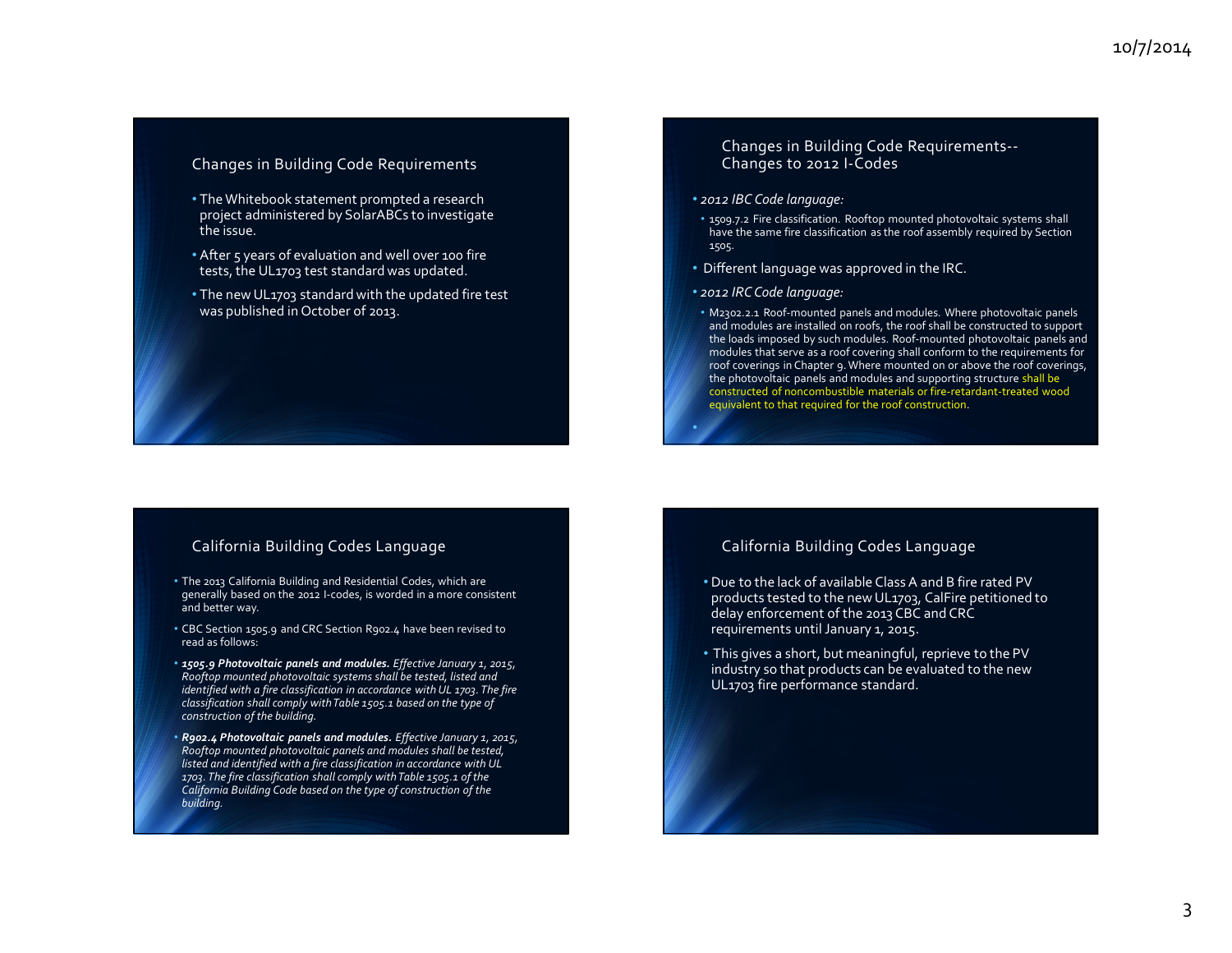## Changes in Building Code Requirements

- The Whitebook statement prompted a research project administered by SolarABCs to investigate the issue.
- After 5 years of evaluation and well over 100 fire tests, the UL1703 test standard was updated.
- The new UL1703 standard with the updated fire test was published in October of 2013.

## Changes in Building Code Requirements--Changes to 2012 I-Codes

- *2012 IBC Code language:*
  - 1509.7.2 Fire classification. Rooftop mounted photovoltaic systems shall have the same fire classification as the roof assembly required by Section 1505.
- Different language was approved in the IRC.
- *2012 IRC Code language:*
  - M2302.2.1 Roof-mounted panels and modules. Where photovoltaic panels and modules are installed on roofs, the roof shall be constructed to support the loads imposed by such modules. Roof-mounted photovoltaic panels and modules that serve as a roof covering shall conform to the requirements for roof coverings in Chapter 9. Where mounted on or above the roof coverings, the photovoltaic panels and modules and supporting structure shall be constructed of noncombustible materials or fire-retardant-treated wood equivalent to that required for the roof construction.

## California Building Codes Language

- The 2013 California Building and Residential Codes, which are generally based on the 2012 I-codes, is worded in a more consistent and better way.
- CBC Section 1505.9 and CRC Section R902.4 have been revised to read as follows:
- ***1505.9 Photovoltaic panels and modules.*** *Effective January 1, 2015, Rooftop mounted photovoltaic systems shall be tested, listed and identified with a fire classification in accordance with UL 1703. The fire classification shall comply with Table 1505.1 based on the type of construction of the building.*
- ***R902.4 Photovoltaic panels and modules.*** *Effective January 1, 2015, Rooftop mounted photovoltaic panels and modules shall be tested, listed and identified with a fire classification in accordance with UL 1703. The fire classification shall comply with Table 1505.1 of the California Building Code based on the type of construction of the building.*

## California Building Codes Language

- Due to the lack of available Class A and B fire rated PV products tested to the new UL1703, CalFire petitioned to delay enforcement of the 2013 CBC and CRC requirements until January 1, 2015.
- This gives a short, but meaningful, reprieve to the PV industry so that products can be evaluated to the new UL1703 fire performance standard.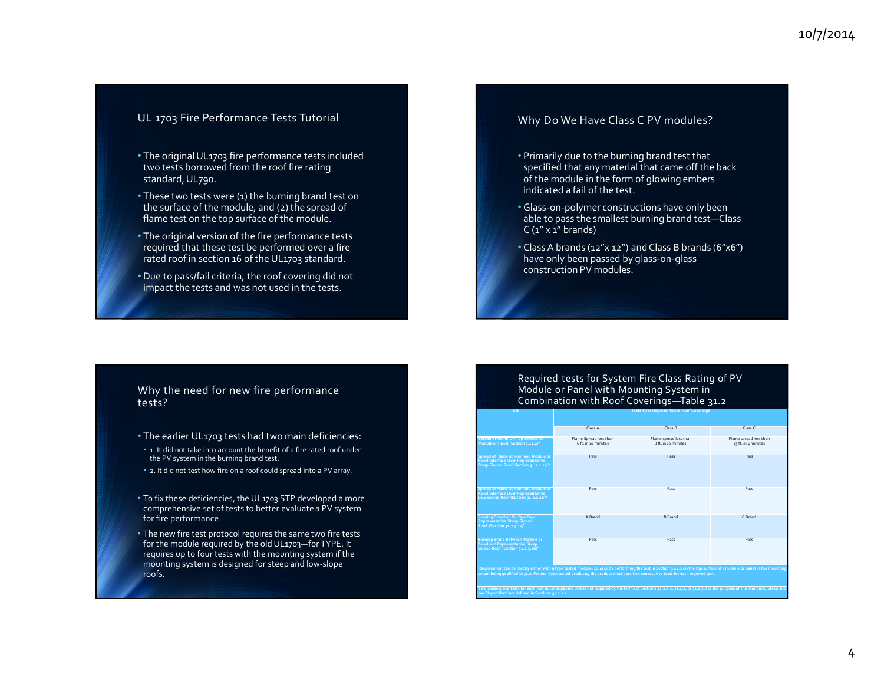## UL 1703 Fire Performance Tests Tutorial

- The original UL1703 fire performance tests included two tests borrowed from the roof fire rating standard, UL790.
- These two tests were (1) the burning brand test on the surface of the module, and (2) the spread of flame test on the top surface of the module.
- The original version of the fire performance tests required that these test be performed over a fire rated roof in section 16 of the UL1703 standard.
- Due to pass/fail criteria, the roof covering did not impact the tests and was not used in the tests.

## Why Do We Have Class C PV modules?

- Primarily due to the burning brand test that specified that any material that came off the back of the module in the form of glowing embers indicated a fail of the test.
- Glass-on-polymer constructions have only been able to pass the smallest burning brand test—Class C (1″ x 1″ brands)
- Class A brands (12″x 12″) and Class B brands (6″x6″) have only been passed by glass-on-glass construction PV modules.

## Why the need for new fire performance tests?

- The earlier UL1703 tests had two main deficiencies:
  - 1. It did not take into account the benefit of a fire rated roof under the PV system in the burning brand test.
  - 2. It did not test how fire on a roof could spread into a PV array.
- To fix these deficiencies, the UL1703 STP developed a more comprehensive set of tests to better evaluate a PV system for fire performance.
- The new fire test protocol requires the same two fire tests for the module required by the old UL1703—for TYPE. It requires up to four tests with the mounting system if the mounting system is designed for steep and low-slope roofs.

## Required tests for System Fire Class Rating of PV Module or Panel with Mounting System in Combination with Roof Coverings—Table 31.2

| Test | Tests Over Representative Roof Coverings | | |
|---|---|---|---|
| | Class A | Class B | Class C |
| Spread of Flame on Top Surface of Module or Panel (Section 31.1.1)[a] | Flame Spread less than 6 ft. in 10 minutes | Flame spread less than 8 ft. in 10 minutes | Flame spread less than 13 ft. in 4 minutes |
| Spread of Flame at Roof and Module or Panel Interface Over Representative Steep Sloped Roof (Section 31.1.1.1a)[b] | Pass | Pass | Pass |
| Spread of Flame at Roof and Module or Panel Interface Over Representative Low Sloped Roof (Section 31.1.1.1b)[b] | Pass | Pass | Pass |
| Burning Brand on Surface Over Representative Steep Sloped Roof (Section 31.1.3.1a)[b] | A Brand | B Brand | C Brand |
| Burning Brand Between Module or Panel and Representative Steep Sloped Roof (Section 31.1.3.1b)[b] | Pass | Pass | Pass |

[a]Requirement can be met by either with a type tested module (16.4) or by performing the test in Section 31.1.1 on the top surface of a module or panel in the mounting system being qualified in 31.2. For non-type tested products, the product must pass two consecutive tests for each required test.

[b]Two consecutive tests for each test must be passed unless not required by the terms of Sections 31.1.1.1, 31.1.2, or 31.1.3. For the purpose of this standard, Steep and Low Sloped Roof are defined in Sections 31.1.1.1.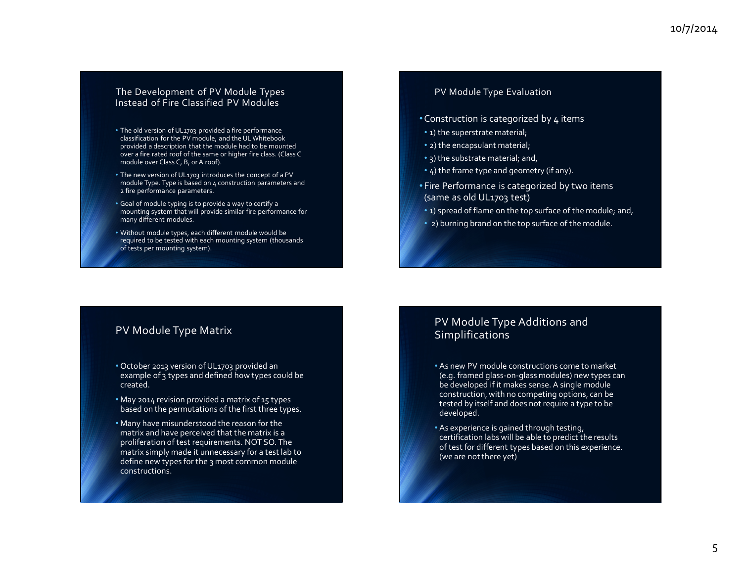## The Development of PV Module Types Instead of Fire Classified PV Modules

- The old version of UL1703 provided a fire performance classification for the PV module, and the UL Whitebook provided a description that the module had to be mounted over a fire rated roof of the same or higher fire class. (Class C module over Class C, B, or A roof).
- The new version of UL1703 introduces the concept of a PV module Type. Type is based on 4 construction parameters and 2 fire performance parameters.
- Goal of module typing is to provide a way to certify a mounting system that will provide similar fire performance for many different modules.
- Without module types, each different module would be required to be tested with each mounting system (thousands of tests per mounting system).

## PV Module Type Evaluation

- Construction is categorized by 4 items
  - 1) the superstrate material;
  - 2) the encapsulant material;
  - 3) the substrate material; and,
  - 4) the frame type and geometry (if any).
- Fire Performance is categorized by two items (same as old UL1703 test)
  - 1) spread of flame on the top surface of the module; and,
  - 2) burning brand on the top surface of the module.

## PV Module Type Matrix

- October 2013 version of UL1703 provided an example of 3 types and defined how types could be created.
- May 2014 revision provided a matrix of 15 types based on the permutations of the first three types.
- Many have misunderstood the reason for the matrix and have perceived that the matrix is a proliferation of test requirements. NOT SO. The matrix simply made it unnecessary for a test lab to define new types for the 3 most common module constructions.

## PV Module Type Additions and Simplifications

- As new PV module constructions come to market (e.g. framed glass-on-glass modules) new types can be developed if it makes sense. A single module construction, with no competing options, can be tested by itself and does not require a type to be developed.
- As experience is gained through testing, certification labs will be able to predict the results of test for different types based on this experience. (we are not there yet)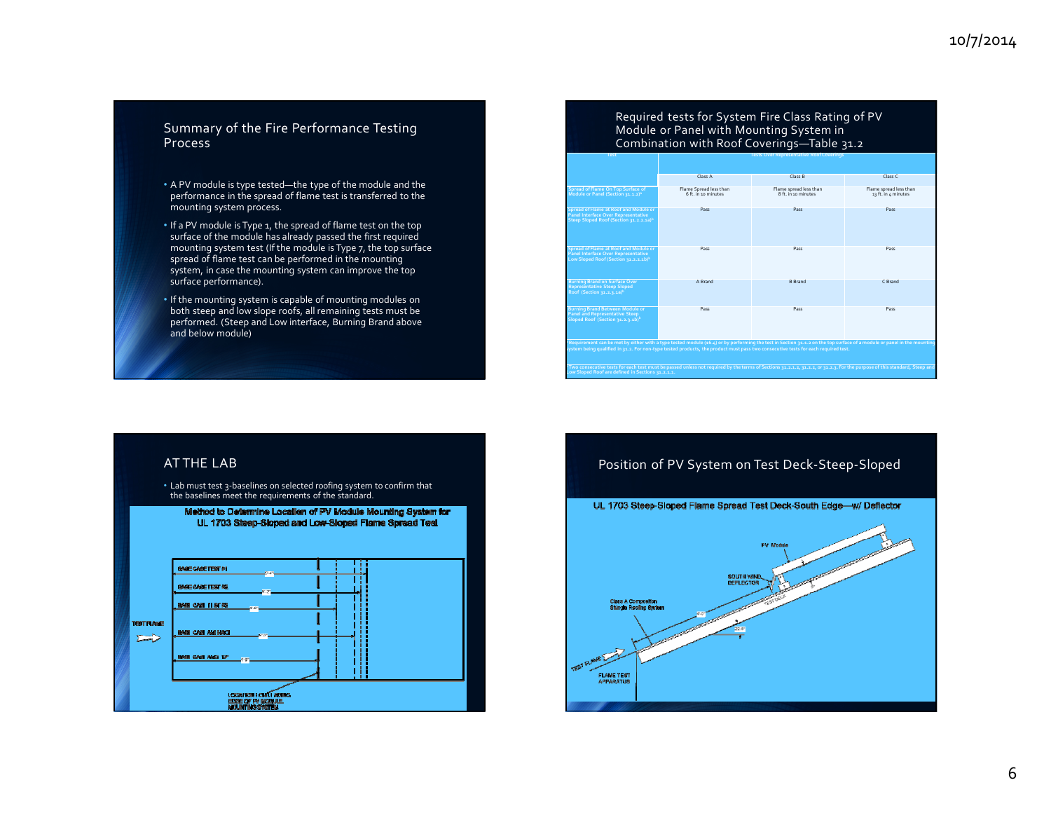## Summary of the Fire Performance Testing Process

- A PV module is type tested—the type of the module and the performance in the spread of flame test is transferred to the mounting system process.
- If a PV module is Type 1, the spread of flame test on the top surface of the module has already passed the first required mounting system test (If the module is Type 7, the top surface spread of flame test can be performed in the mounting system, in case the mounting system can improve the top surface performance).
- If the mounting system is capable of mounting modules on both steep and low slope roofs, all remaining tests must be performed. (Steep and Low interface, Burning Brand above and below module)

## Required tests for System Fire Class Rating of PV Module or Panel with Mounting System in Combination with Roof Coverings—Table 31.2

| Test | Tests Over Representative Roof Coverings | | |
|---|---|---|---|
| | Class A | Class B | Class C |
| Spread of Flame On Top Surface of Module or Panel (Section 31.2.2)[a] | Flame Spread less than 6 ft. in 10 minutes | Flame spread less than 8 ft. in 10 minutes | Flame spread less than 13 ft. in 4 minutes |
| Spread of Flame at Roof and Module or Panel Interface Over Representative Steep Sloped Roof (Section 31.2.2.1a)[b] | Pass | Pass | Pass |
| Spread of Flame at Roof and Module or Panel Interface Over Representative Low Sloped Roof (Section 31.2.2.1b)[b] | Pass | Pass | Pass |
| Burning Brand on Surface Over Representative Steep Sloped Roof (Section 31.2.3.1a)[b] | A Brand | B Brand | C Brand |
| Burning Brand Between Module or Panel and Representative Steep Sloped Roof (Section 31.2.3.1b)[b] | Pass | Pass | Pass |

[a] Requirement can be met by either with a type tested module (16.4) or by performing the test in Section 31.2.2 on the top surface of a module or panel in the mounting system being qualified in 31.2. For non-type tested products, the product must pass two consecutive tests for each required test.

[b] Two consecutive tests for each test must be passed unless not required by the terms of Sections 31.2.1.2, 31.2.2, or 31.2.3. For the purpose of this standard, Steep and Low Sloped Roof are defined in Sections 31.2.1.1.

## AT THE LAB

- Lab must test 3-baselines on selected roofing system to confirm that the baselines meet the requirements of the standard.

## Position of PV System on Test Deck-Steep-Sloped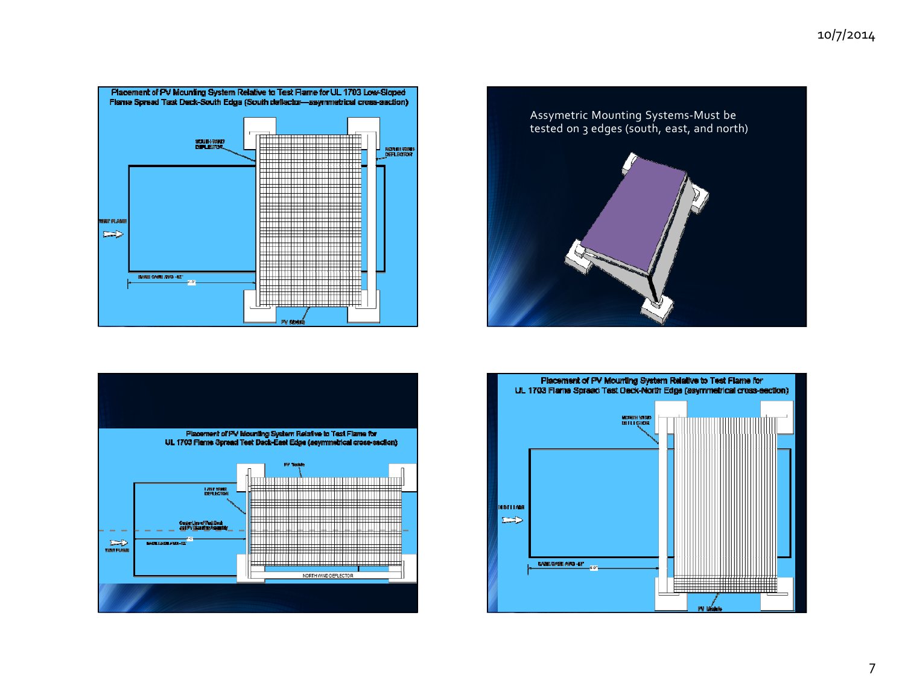## Placement of PV Mounting System Relative to Test Flame for UL 1703 Low-Sloped Flame Spread Test Deck-South Edge (South deflector—asymmetrical cross-section)

SOUTH WIND DEFLECTOR

NORTH WIND DEFLECTOR

TEST FLAME

PV Module

---

Assymetric Mounting Systems-Must be tested on 3 edges (south, east, and north)

---

## Placement of PV Mounting System Relative to Test Flame for UL 1703 Flame Spread Test Deck-East Edge (asymmetrical cross-section)

PV Module

EAST WIND DEFLECTOR

Center Line of Test Deck and PV Mounting Assembly

TEST FLAME

NORTH WIND DEFLECTOR

---

## Placement of PV Mounting System Relative to Test Flame for UL 1703 Flame Spread Test Deck-North Edge (asymmetrical cross-section)

NORTH WIND DEFLECTOR

TEST FLAME

PV Module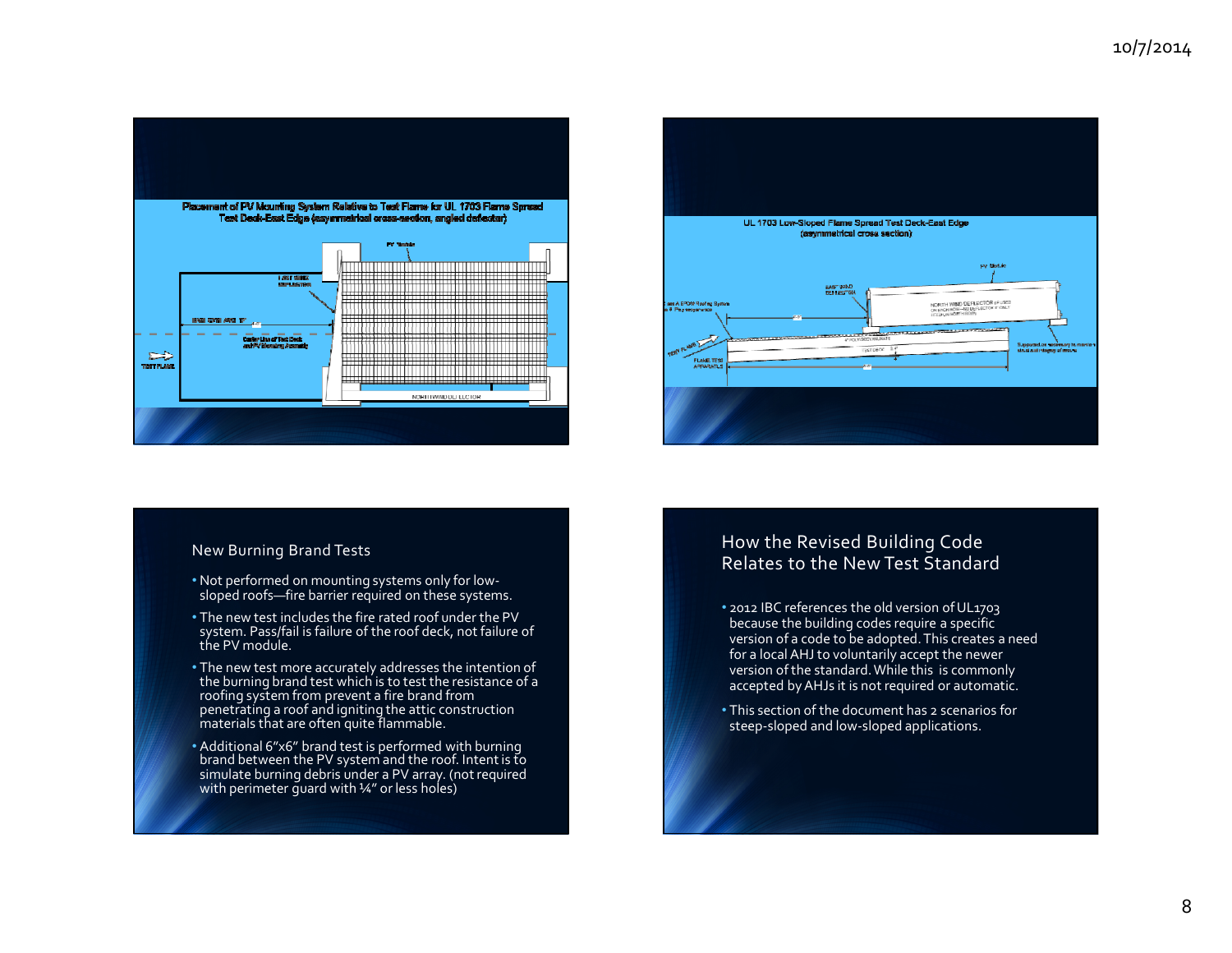Placement of PV Mounting System Relative to Test Flame for UL 1703 Flame Spread Test Deck-East Edge (asymmetrical cross-section, angled deflector)

UL 1703 Low-Sloped Flame Spread Test Deck-East Edge (asymmetrical cross section)

## New Burning Brand Tests

- Not performed on mounting systems only for low-sloped roofs—fire barrier required on these systems.
- The new test includes the fire rated roof under the PV system. Pass/fail is failure of the roof deck, not failure of the PV module.
- The new test more accurately addresses the intention of the burning brand test which is to test the resistance of a roofing system from prevent a fire brand from penetrating a roof and igniting the attic construction materials that are often quite flammable.
- Additional 6"x6" brand test is performed with burning brand between the PV system and the roof. Intent is to simulate burning debris under a PV array. (not required with perimeter guard with ¼" or less holes)

## How the Revised Building Code Relates to the New Test Standard

- 2012 IBC references the old version of UL1703 because the building codes require a specific version of a code to be adopted. This creates a need for a local AHJ to voluntarily accept the newer version of the standard. While this is commonly accepted by AHJs it is not required or automatic.
- This section of the document has 2 scenarios for steep-sloped and low-sloped applications.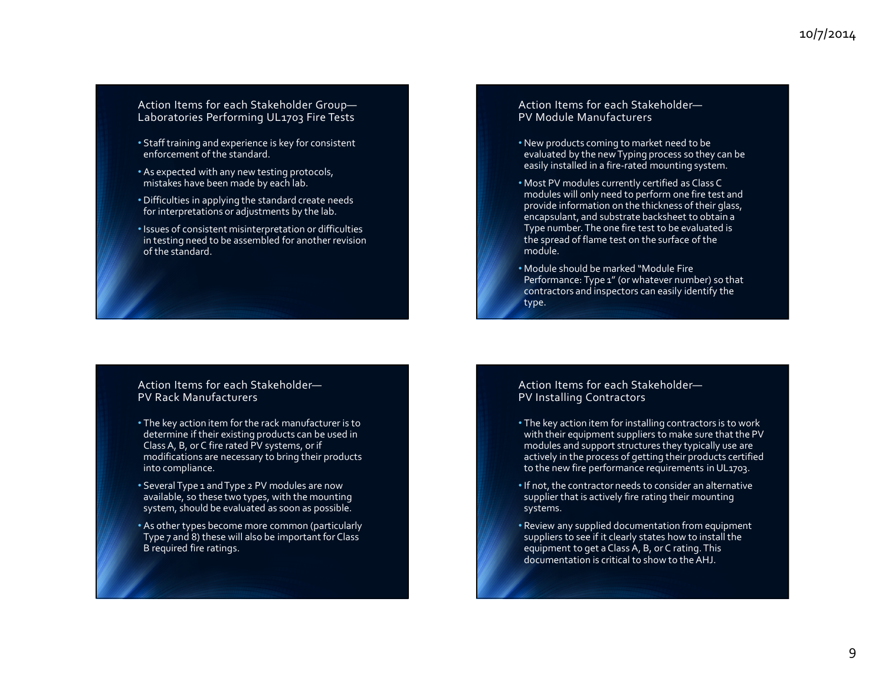## Action Items for each Stakeholder Group—Laboratories Performing UL1703 Fire Tests

- Staff training and experience is key for consistent enforcement of the standard.
- As expected with any new testing protocols, mistakes have been made by each lab.
- Difficulties in applying the standard create needs for interpretations or adjustments by the lab.
- Issues of consistent misinterpretation or difficulties in testing need to be assembled for another revision of the standard.

## Action Items for each Stakeholder—PV Module Manufacturers

- New products coming to market need to be evaluated by the new Typing process so they can be easily installed in a fire-rated mounting system.
- Most PV modules currently certified as Class C modules will only need to perform one fire test and provide information on the thickness of their glass, encapsulant, and substrate backsheet to obtain a Type number. The one fire test to be evaluated is the spread of flame test on the surface of the module.
- Module should be marked "Module Fire Performance: Type 1" (or whatever number) so that contractors and inspectors can easily identify the type.

## Action Items for each Stakeholder—PV Rack Manufacturers

- The key action item for the rack manufacturer is to determine if their existing products can be used in Class A, B, or C fire rated PV systems, or if modifications are necessary to bring their products into compliance.
- Several Type 1 and Type 2 PV modules are now available, so these two types, with the mounting system, should be evaluated as soon as possible.
- As other types become more common (particularly Type 7 and 8) these will also be important for Class B required fire ratings.

## Action Items for each Stakeholder—PV Installing Contractors

- The key action item for installing contractors is to work with their equipment suppliers to make sure that the PV modules and support structures they typically use are actively in the process of getting their products certified to the new fire performance requirements in UL1703.
- If not, the contractor needs to consider an alternative supplier that is actively fire rating their mounting systems.
- Review any supplied documentation from equipment suppliers to see if it clearly states how to install the equipment to get a Class A, B, or C rating. This documentation is critical to show to the AHJ.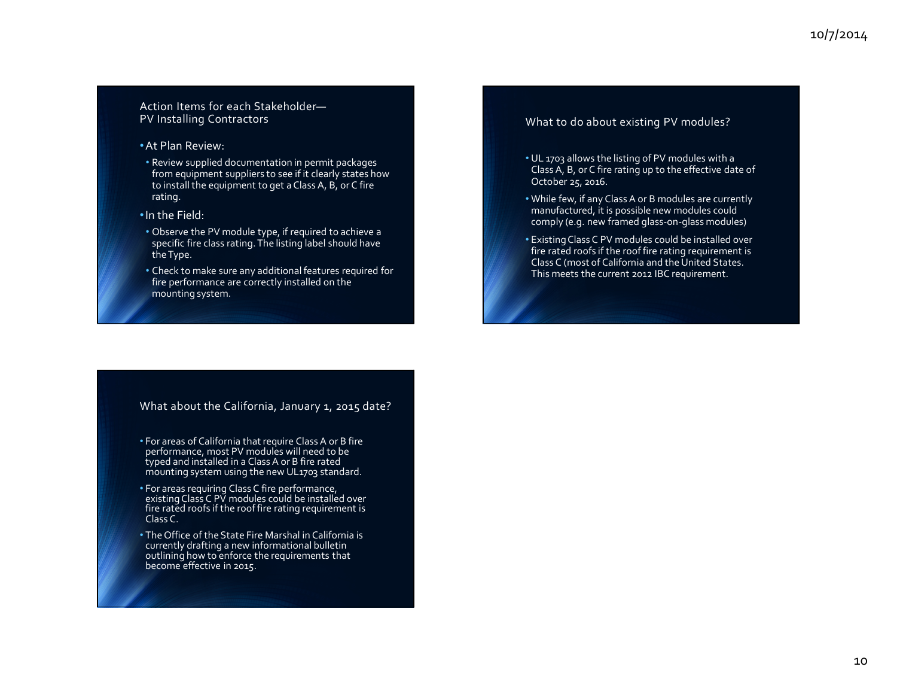## Action Items for each Stakeholder— PV Installing Contractors

- At Plan Review:
  - Review supplied documentation in permit packages from equipment suppliers to see if it clearly states how to install the equipment to get a Class A, B, or C fire rating.
- In the Field:
  - Observe the PV module type, if required to achieve a specific fire class rating. The listing label should have the Type.
  - Check to make sure any additional features required for fire performance are correctly installed on the mounting system.

## What to do about existing PV modules?

- UL 1703 allows the listing of PV modules with a Class A, B, or C fire rating up to the effective date of October 25, 2016.
- While few, if any Class A or B modules are currently manufactured, it is possible new modules could comply (e.g. new framed glass-on-glass modules)
- Existing Class C PV modules could be installed over fire rated roofs if the roof fire rating requirement is Class C (most of California and the United States. This meets the current 2012 IBC requirement.

## What about the California, January 1, 2015 date?

- For areas of California that require Class A or B fire performance, most PV modules will need to be typed and installed in a Class A or B fire rated mounting system using the new UL1703 standard.
- For areas requiring Class C fire performance, existing Class C PV modules could be installed over fire rated roofs if the roof fire rating requirement is Class C.
- The Office of the State Fire Marshal in California is currently drafting a new informational bulletin outlining how to enforce the requirements that become effective in 2015.